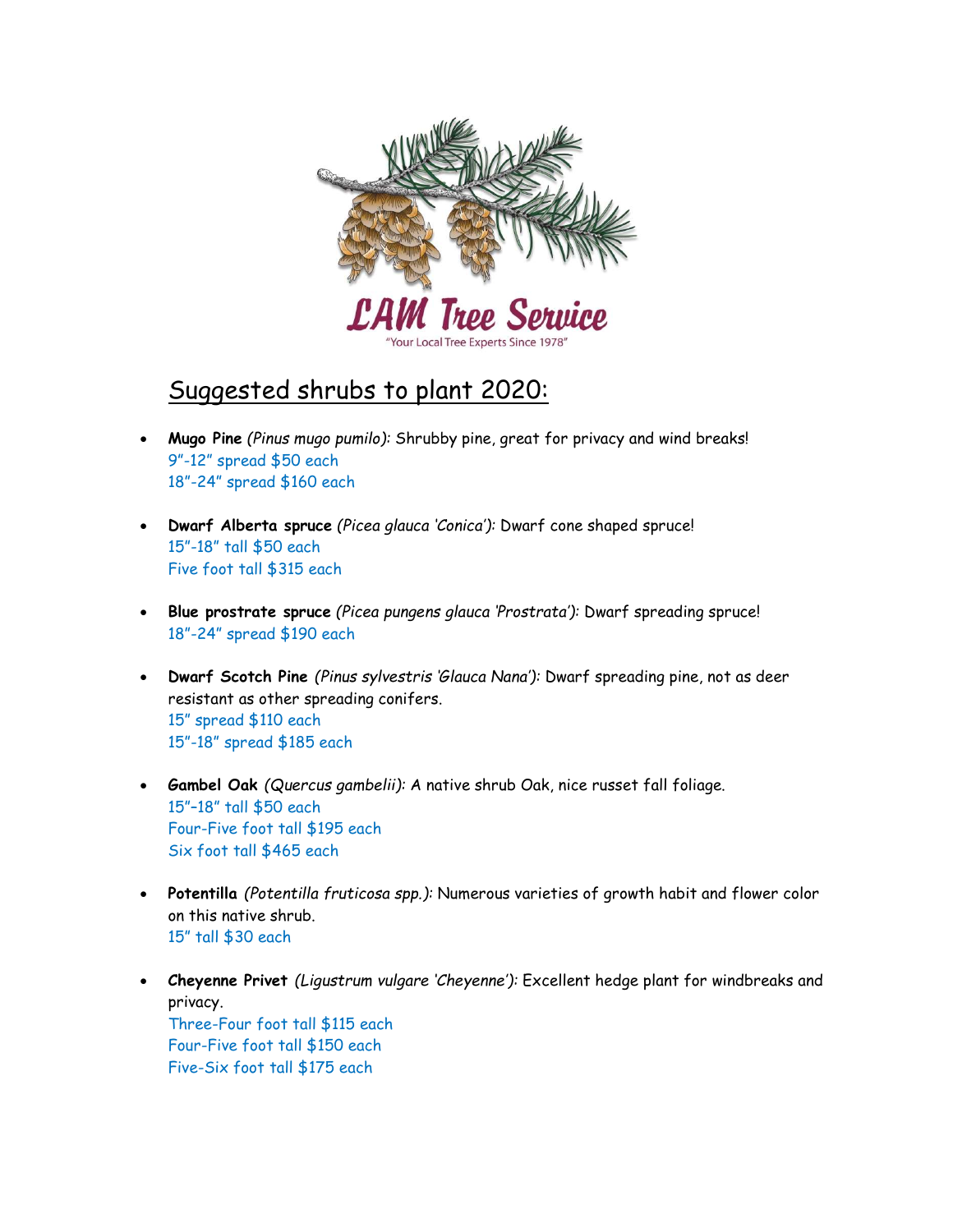LAM Tree Service

"Your Local Tree Experts Since 1978"

# Suggested shrubs to plant 2020:

- **Mugo Pine** *(Pinus mugo pumilo):* Shrubby pine, great for privacy and wind breaks!
  9"-12" spread $50 each
  18"-24" spread $160 each

- **Dwarf Alberta spruce** *(Picea glauca 'Conica'):* Dwarf cone shaped spruce!
  15"-18" tall $50 each
  Five foot tall $315 each

- **Blue prostrate spruce** *(Picea pungens glauca 'Prostrata'):* Dwarf spreading spruce!
  18"-24" spread $190 each

- **Dwarf Scotch Pine** *(Pinus sylvestris 'Glauca Nana'):* Dwarf spreading pine, not as deer resistant as other spreading conifers.
  15" spread $110 each
  15"-18" spread $185 each

- **Gambel Oak** *(Quercus gambelii):* A native shrub Oak, nice russet fall foliage.
  15"–18" tall $50 each
  Four-Five foot tall $195 each
  Six foot tall $465 each

- **Potentilla** *(Potentilla fruticosa spp.):* Numerous varieties of growth habit and flower color on this native shrub.
  15" tall $30 each

- **Cheyenne Privet** *(Ligustrum vulgare 'Cheyenne'):* Excellent hedge plant for windbreaks and privacy.
  Three-Four foot tall $115 each
  Four-Five foot tall $150 each
  Five-Six foot tall $175 each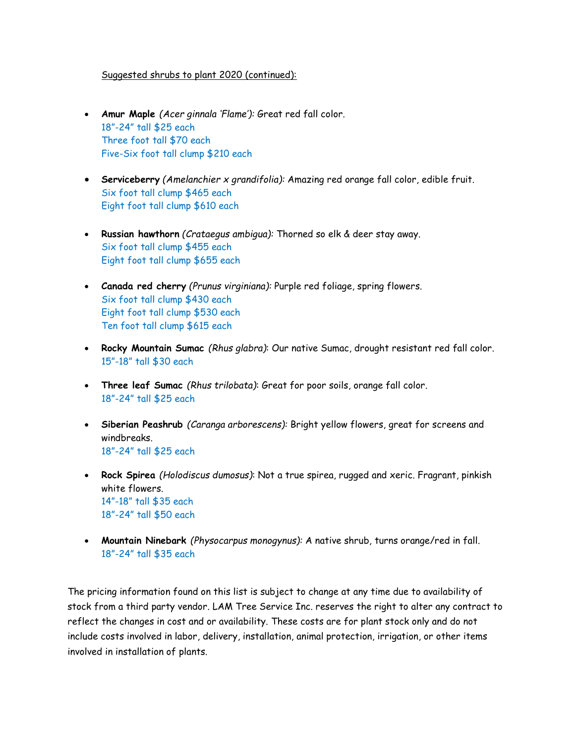Suggested shrubs to plant 2020 (continued):

- **Amur Maple** *(Acer ginnala 'Flame'):* Great red fall color.
  18"-24" tall $25 each
  Three foot tall $70 each
  Five-Six foot tall clump $210 each

- **Serviceberry** *(Amelanchier x grandifolia):* Amazing red orange fall color, edible fruit.
  Six foot tall clump $465 each
  Eight foot tall clump $610 each

- **Russian hawthorn** *(Crataegus ambigua):* Thorned so elk & deer stay away.
  Six foot tall clump $455 each
  Eight foot tall clump $655 each

- **Canada red cherry** *(Prunus virginiana):* Purple red foliage, spring flowers.
  Six foot tall clump $430 each
  Eight foot tall clump $530 each
  Ten foot tall clump $615 each

- **Rocky Mountain Sumac** *(Rhus glabra)*: Our native Sumac, drought resistant red fall color.
  15"-18" tall $30 each

- **Three leaf Sumac** *(Rhus trilobata)*: Great for poor soils, orange fall color.
  18"-24" tall $25 each

- **Siberian Peashrub** *(Caranga arborescens):* Bright yellow flowers, great for screens and windbreaks.
  18"-24" tall $25 each

- **Rock Spirea** *(Holodiscus dumosus)*: Not a true spirea, rugged and xeric. Fragrant, pinkish white flowers.
  14"-18" tall $35 each
  18"-24" tall $50 each

- **Mountain Ninebark** *(Physocarpus monogynus):* A native shrub, turns orange/red in fall.
  18"-24" tall $35 each

The pricing information found on this list is subject to change at any time due to availability of stock from a third party vendor. LAM Tree Service Inc. reserves the right to alter any contract to reflect the changes in cost and or availability. These costs are for plant stock only and do not include costs involved in labor, delivery, installation, animal protection, irrigation, or other items involved in installation of plants.